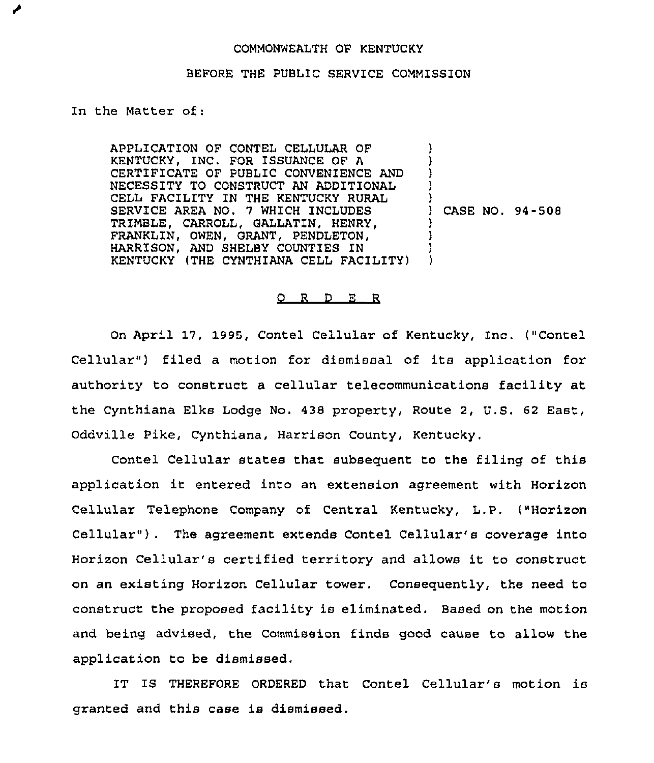COMMONWEALTH OF KENTUCKY

BEFORE THE PUBLIC SERVICE COMMISSION

In the Matter of:

| | |
|---|---|
| APPLICATION OF CONTEL CELLULAR OF KENTUCKY, INC. FOR ISSUANCE OF A CERTIFICATE OF PUBLIC CONVENIENCE AND NECESSITY TO CONSTRUCT AN ADDITIONAL CELL FACILITY IN THE KENTUCKY RURAL SERVICE AREA NO. 7 WHICH INCLUDES TRIMBLE, CARROLL, GALLATIN, HENRY, FRANKLIN, OWEN, GRANT, PENDLETON, HARRISON, AND SHELBY COUNTIES IN KENTUCKY (THE CYNTHIANA CELL FACILITY) | ) CASE NO. 94-508 |

O R D E R

On April 17, 1995, Contel Cellular of Kentucky, Inc. ("Contel Cellular") filed a motion for dismissal of its application for authority to construct a cellular telecommunications facility at the Cynthiana Elks Lodge No. 438 property, Route 2, U.S. 62 East, Oddville Pike, Cynthiana, Harrison County, Kentucky.

Contel Cellular states that subsequent to the filing of this application it entered into an extension agreement with Horizon Cellular Telephone Company of Central Kentucky, L.P. ("Horizon Cellular"). The agreement extends Contel Cellular's coverage into Horizon Cellular's certified territory and allows it to construct on an existing Horizon Cellular tower. Consequently, the need to construct the proposed facility is eliminated. Based on the motion and being advised, the Commission finds good cause to allow the application to be dismissed.

IT IS THEREFORE ORDERED that Contel Cellular's motion is granted and this case is dismissed.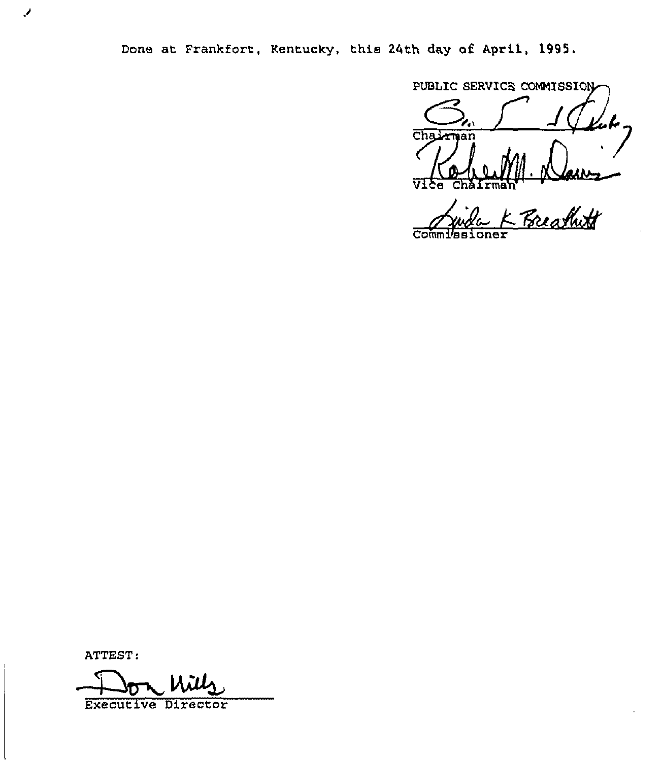Done at Frankfort, Kentucky, this 24th day of April, 1995.

PUBLIC SERVICE COMMISSION

Chairman

Vice Chairman

Commissioner

ATTEST:

Executive Director